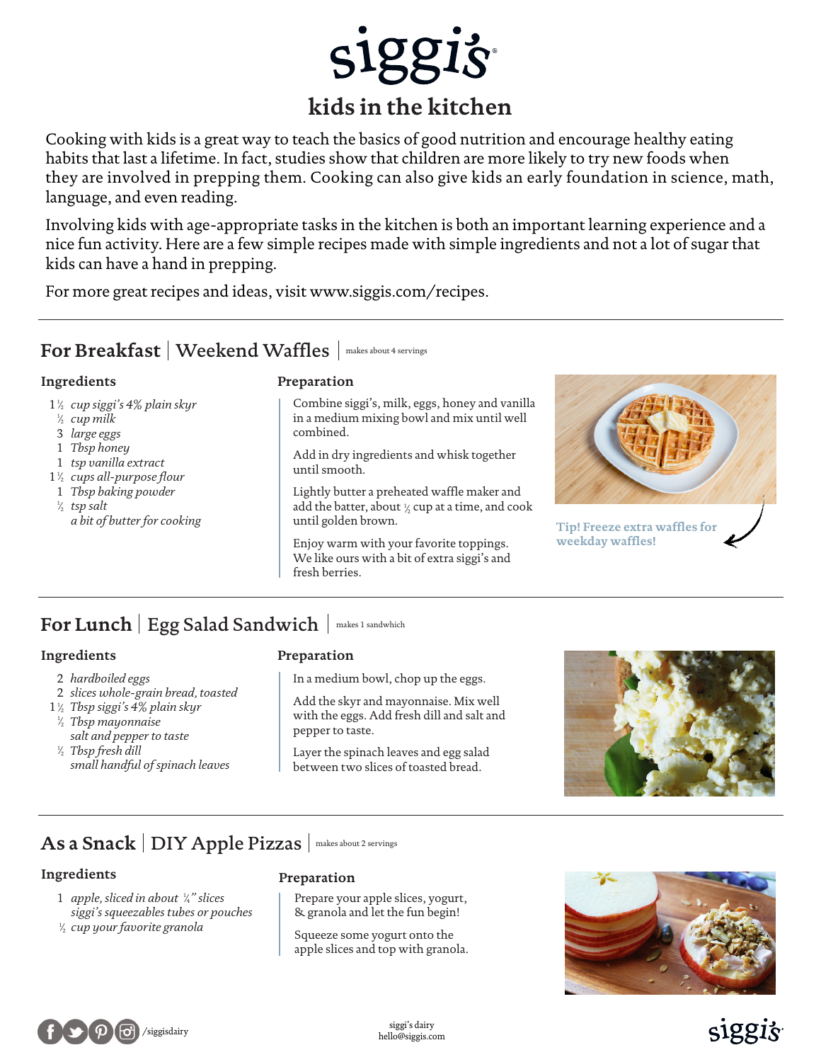# siggi's

## kids in the kitchen

Cooking with kids is a great way to teach the basics of good nutrition and encourage healthy eating habits that last a lifetime. In fact, studies show that children are more likely to try new foods when they are involved in prepping them. Cooking can also give kids an early foundation in science, math, language, and even reading.

Involving kids with age-appropriate tasks in the kitchen is both an important learning experience and a nice fun activity. Here are a few simple recipes made with simple ingredients and not a lot of sugar that kids can have a hand in prepping.

For more great recipes and ideas, visit www.siggis.com/recipes.

---

## For Breakfast | Weekend Waffles | makes about 4 servings

### Ingredients

- 1½ *cup siggi's 4% plain skyr*
- ½ *cup milk*
- 3 *large eggs*
- 1 *Tbsp honey*
- 1 *tsp vanilla extract*
- 1½ *cups all-purpose flour*
- 1 *Tbsp baking powder*
- ½ *tsp salt*
- *a bit of butter for cooking*

### Preparation

Combine siggi's, milk, eggs, honey and vanilla in a medium mixing bowl and mix until well combined.

Add in dry ingredients and whisk together until smooth.

Lightly butter a preheated waffle maker and add the batter, about ½ cup at a time, and cook until golden brown.

Enjoy warm with your favorite toppings. We like ours with a bit of extra siggi's and fresh berries.

**Tip! Freeze extra waffles for weekday waffles!**

---

## For Lunch | Egg Salad Sandwich | makes 1 sandwhich

### Ingredients

- 2 *hardboiled eggs*
- 2 *slices whole-grain bread, toasted*
- 1½ *Tbsp siggi's 4% plain skyr*
- ½ *Tbsp mayonnaise*
- *salt and pepper to taste*
- ½ *Tbsp fresh dill*
- *small handful of spinach leaves*

### Preparation

In a medium bowl, chop up the eggs.

Add the skyr and mayonnaise. Mix well with the eggs. Add fresh dill and salt and pepper to taste.

Layer the spinach leaves and egg salad between two slices of toasted bread.

---

## As a Snack | DIY Apple Pizzas | makes about 2 servings

### Ingredients

- 1 *apple, sliced in about ¼" slices*
- *siggi's squeezables tubes or pouches*
- ½ *cup your favorite granola*

### Preparation

Prepare your apple slices, yogurt, & granola and let the fun begin!

Squeeze some yogurt onto the apple slices and top with granola.

---

/siggisdairy

siggi's dairy
hello@siggis.com

siggi's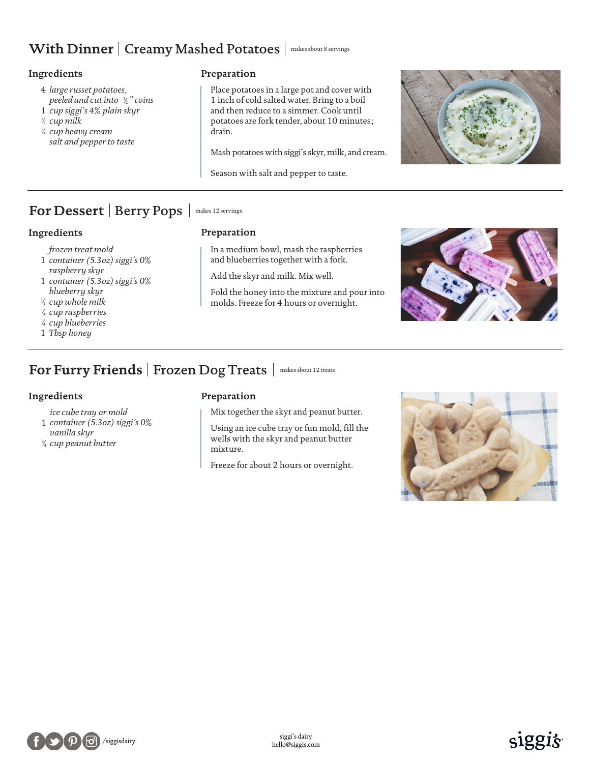## With Dinner | Creamy Mashed Potatoes

makes about 8 servings

### Ingredients

- 4 *large russet potatoes, peeled and cut into ½" coins*
- 1 *cup siggi's 4% plain skyr*
- ½ *cup milk*
- ¼ *cup heavy cream*
- *salt and pepper to taste*

### Preparation

Place potatoes in a large pot and cover with 1 inch of cold salted water. Bring to a boil and then reduce to a simmer. Cook until potatoes are fork tender, about 10 minutes; drain.

Mash potatoes with siggi's skyr, milk, and cream.

Season with salt and pepper to taste.

## For Dessert | Berry Pops

makes 12 servings

### Ingredients

- *frozen treat mold*
- 1 *container (5.3oz) siggi's 0% raspberry skyr*
- 1 *container (5.3oz) siggi's 0% blueberry skyr*
- ½ *cup whole milk*
- ¼ *cup raspberries*
- ¼ *cup blueberries*
- 1 *Tbsp honey*

### Preparation

In a medium bowl, mash the raspberries and blueberries together with a fork.

Add the skyr and milk. Mix well.

Fold the honey into the mixture and pour into molds. Freeze for 4 hours or overnight.

## For Furry Friends | Frozen Dog Treats

makes about 12 treats

### Ingredients

- *ice cube tray or mold*
- 1 *container (5.3oz) siggi's 0% vanilla skyr*
- ¾ *cup peanut butter*

### Preparation

Mix together the skyr and peanut butter.

Using an ice cube tray or fun mold, fill the wells with the skyr and peanut butter mixture.

Freeze for about 2 hours or overnight.

/siggisdairy

siggi's dairy
hello@siggis.com

siggi's